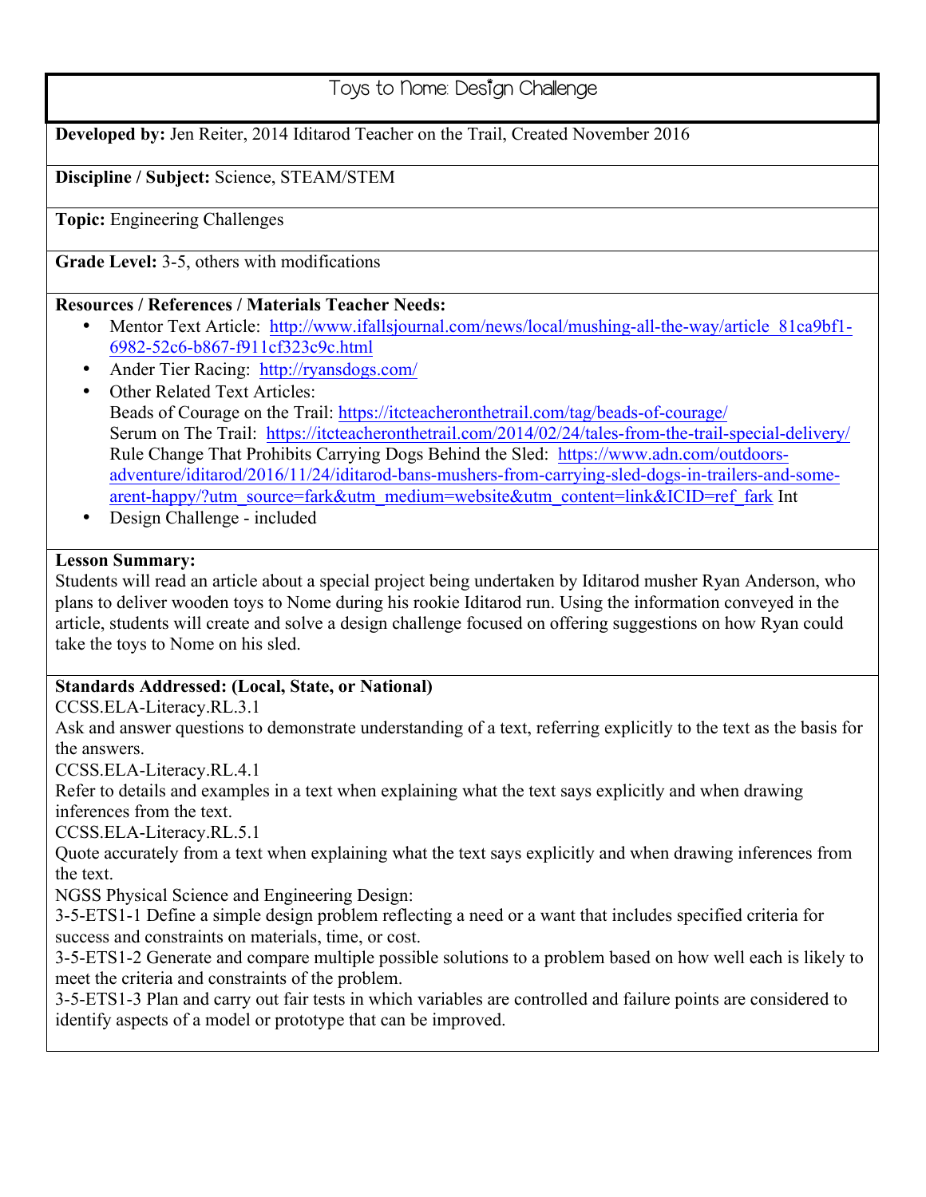# Toys to Nome: Design Challenge

**Developed by:** Jen Reiter, 2014 Iditarod Teacher on the Trail, Created November 2016

**Discipline / Subject:** Science, STEAM/STEM

**Topic:** Engineering Challenges

**Grade Level:** 3-5, others with modifications

**Resources / References / Materials Teacher Needs:**

- Mentor Text Article: http://www.ifallsjournal.com/news/local/mushing-all-the-way/article_81ca9bf1-6982-52c6-b867-f911cf323c9c.html
- Ander Tier Racing: http://ryansdogs.com/
- Other Related Text Articles:
  Beads of Courage on the Trail: https://itcteacheronthetrail.com/tag/beads-of-courage/
  Serum on The Trail: https://itcteacheronthetrail.com/2014/02/24/tales-from-the-trail-special-delivery/
  Rule Change That Prohibits Carrying Dogs Behind the Sled: https://www.adn.com/outdoors-adventure/iditarod/2016/11/24/iditarod-bans-mushers-from-carrying-sled-dogs-in-trailers-and-some-arent-happy/?utm_source=fark&utm_medium=website&utm_content=link&ICID=ref_fark Int
- Design Challenge - included

**Lesson Summary:**

Students will read an article about a special project being undertaken by Iditarod musher Ryan Anderson, who plans to deliver wooden toys to Nome during his rookie Iditarod run. Using the information conveyed in the article, students will create and solve a design challenge focused on offering suggestions on how Ryan could take the toys to Nome on his sled.

**Standards Addressed: (Local, State, or National)**

CCSS.ELA-Literacy.RL.3.1
Ask and answer questions to demonstrate understanding of a text, referring explicitly to the text as the basis for the answers.
CCSS.ELA-Literacy.RL.4.1
Refer to details and examples in a text when explaining what the text says explicitly and when drawing inferences from the text.
CCSS.ELA-Literacy.RL.5.1
Quote accurately from a text when explaining what the text says explicitly and when drawing inferences from the text.
NGSS Physical Science and Engineering Design:
3-5-ETS1-1 Define a simple design problem reflecting a need or a want that includes specified criteria for success and constraints on materials, time, or cost.
3-5-ETS1-2 Generate and compare multiple possible solutions to a problem based on how well each is likely to meet the criteria and constraints of the problem.
3-5-ETS1-3 Plan and carry out fair tests in which variables are controlled and failure points are considered to identify aspects of a model or prototype that can be improved.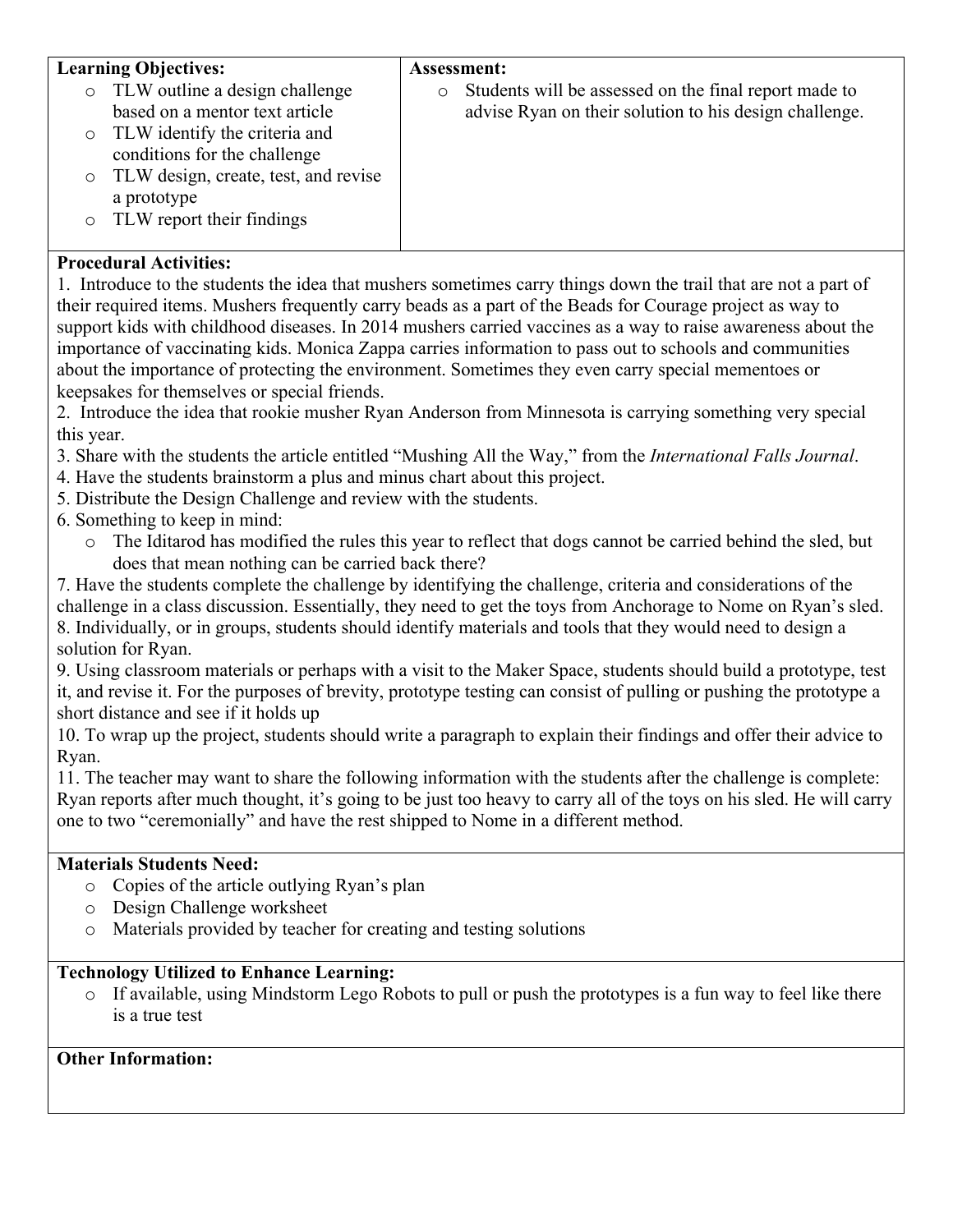| **Learning Objectives:** | **Assessment:** |
| --- | --- |
| o TLW outline a design challenge based on a mentor text article<br>o TLW identify the criteria and conditions for the challenge<br>o TLW design, create, test, and revise a prototype<br>o TLW report their findings | o Students will be assessed on the final report made to advise Ryan on their solution to his design challenge. |

**Procedural Activities:**

1. Introduce to the students the idea that mushers sometimes carry things down the trail that are not a part of their required items. Mushers frequently carry beads as a part of the Beads for Courage project as way to support kids with childhood diseases. In 2014 mushers carried vaccines as a way to raise awareness about the importance of vaccinating kids. Monica Zappa carries information to pass out to schools and communities about the importance of protecting the environment. Sometimes they even carry special mementoes or keepsakes for themselves or special friends.
2. Introduce the idea that rookie musher Ryan Anderson from Minnesota is carrying something very special this year.
3. Share with the students the article entitled "Mushing All the Way," from the *International Falls Journal*.
4. Have the students brainstorm a plus and minus chart about this project.
5. Distribute the Design Challenge and review with the students.
6. Something to keep in mind:
   - The Iditarod has modified the rules this year to reflect that dogs cannot be carried behind the sled, but does that mean nothing can be carried back there?
7. Have the students complete the challenge by identifying the challenge, criteria and considerations of the challenge in a class discussion. Essentially, they need to get the toys from Anchorage to Nome on Ryan's sled.
8. Individually, or in groups, students should identify materials and tools that they would need to design a solution for Ryan.
9. Using classroom materials or perhaps with a visit to the Maker Space, students should build a prototype, test it, and revise it. For the purposes of brevity, prototype testing can consist of pulling or pushing the prototype a short distance and see if it holds up
10. To wrap up the project, students should write a paragraph to explain their findings and offer their advice to Ryan.
11. The teacher may want to share the following information with the students after the challenge is complete: Ryan reports after much thought, it's going to be just too heavy to carry all of the toys on his sled. He will carry one to two "ceremonially" and have the rest shipped to Nome in a different method.

**Materials Students Need:**

- Copies of the article outlying Ryan's plan
- Design Challenge worksheet
- Materials provided by teacher for creating and testing solutions

**Technology Utilized to Enhance Learning:**

- If available, using Mindstorm Lego Robots to pull or push the prototypes is a fun way to feel like there is a true test

**Other Information:**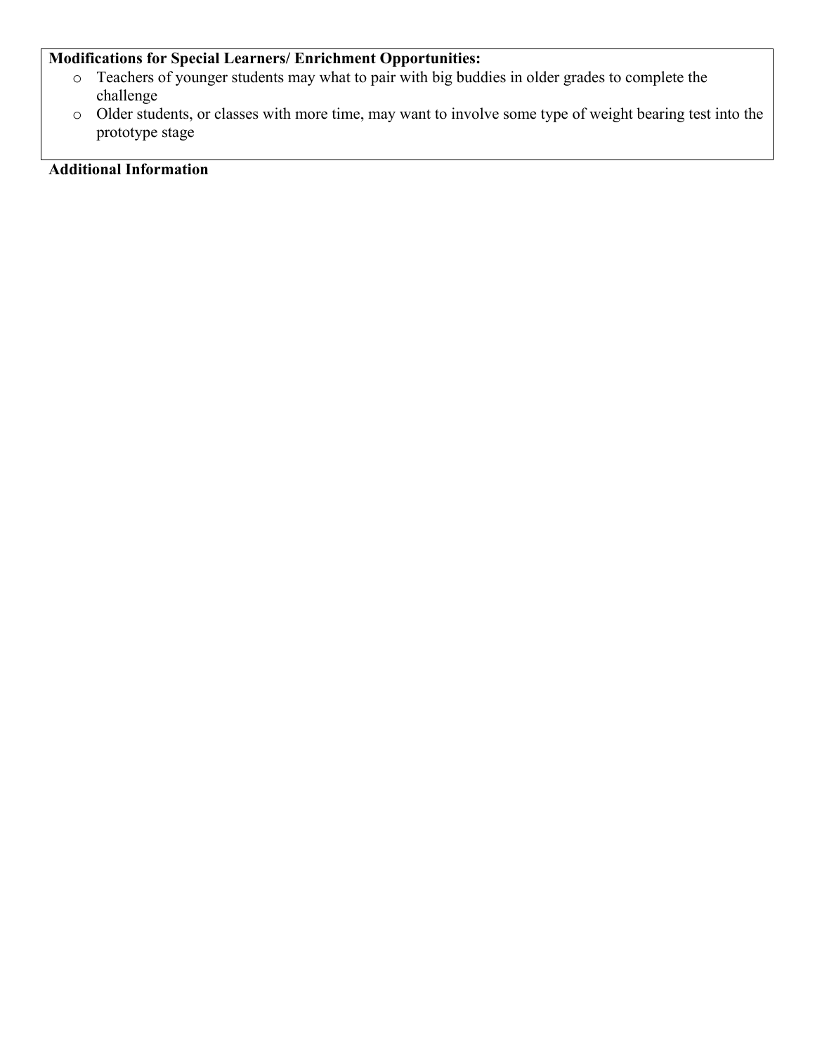**Modifications for Special Learners/ Enrichment Opportunities:**

- Teachers of younger students may what to pair with big buddies in older grades to complete the challenge
- Older students, or classes with more time, may want to involve some type of weight bearing test into the prototype stage

**Additional Information**